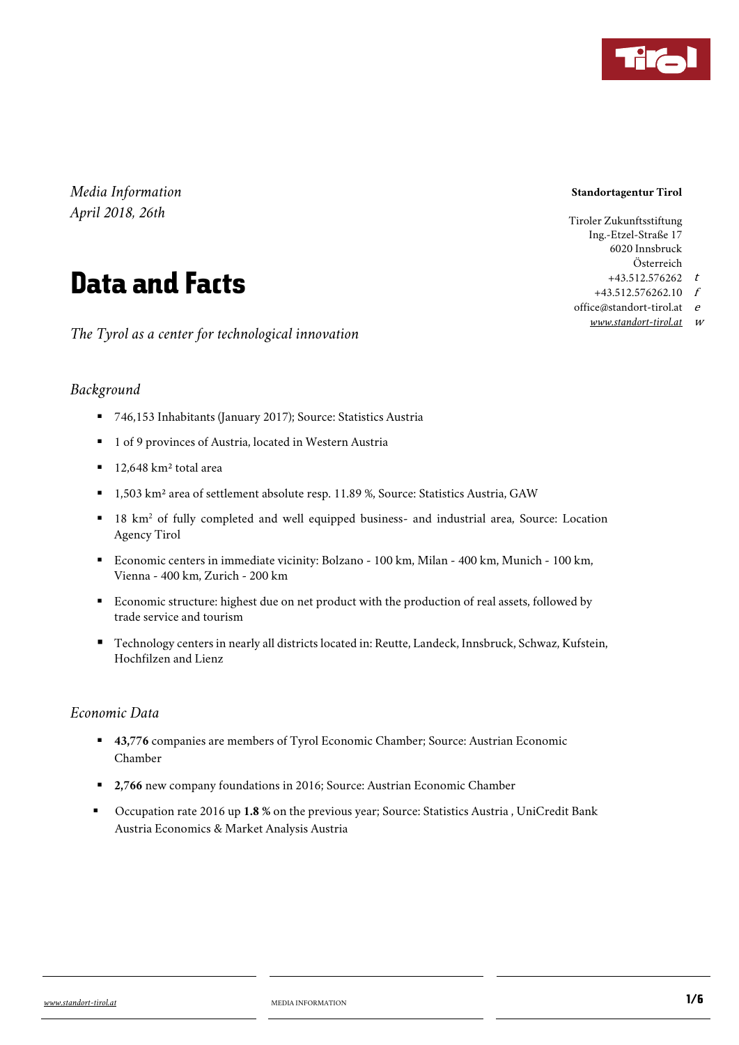*Media Information*
*April 2018, 26th*

**Standortagentur Tirol**

Tiroler Zukunftsstiftung
Ing.-Etzel-Straße 17
6020 Innsbruck
Österreich
+43.512.576262 *t*
+43.512.576262.10 *f*
office@standort-tirol.at *e*
*www.standort-tirol.at* *w*

# Data and Facts

*The Tyrol as a center for technological innovation*

## *Background*

- 746,153 Inhabitants (January 2017); Source: Statistics Austria
- 1 of 9 provinces of Austria, located in Western Austria
- 12,648 km² total area
- 1,503 km² area of settlement absolute resp. 11.89 %, Source: Statistics Austria, GAW
- 18 km² of fully completed and well equipped business- and industrial area, Source: Location Agency Tirol
- Economic centers in immediate vicinity: Bolzano - 100 km, Milan - 400 km, Munich - 100 km, Vienna - 400 km, Zurich - 200 km
- Economic structure: highest due on net product with the production of real assets, followed by trade service and tourism
- Technology centers in nearly all districts located in: Reutte, Landeck, Innsbruck, Schwaz, Kufstein, Hochfilzen and Lienz

## *Economic Data*

- **43,776** companies are members of Tyrol Economic Chamber; Source: Austrian Economic Chamber
- **2,766** new company foundations in 2016; Source: Austrian Economic Chamber
- Occupation rate 2016 up **1.8 %** on the previous year; Source: Statistics Austria , UniCredit Bank Austria Economics & Market Analysis Austria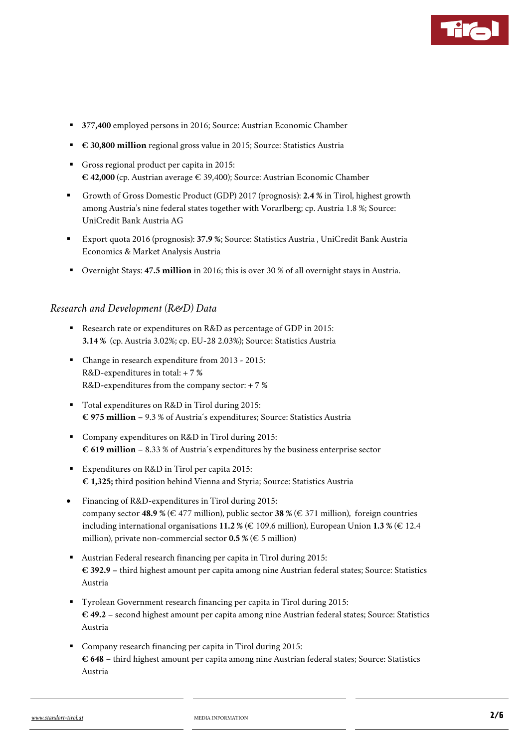- **377,400** employed persons in 2016; Source: Austrian Economic Chamber
- **€ 30,800 million** regional gross value in 2015; Source: Statistics Austria
- Gross regional product per capita in 2015:
  **€ 42,000** (cp. Austrian average € 39,400); Source: Austrian Economic Chamber
- Growth of Gross Domestic Product (GDP) 2017 (prognosis): **2.4 %** in Tirol, highest growth among Austria's nine federal states together with Vorarlberg; cp. Austria 1.8 %; Source: UniCredit Bank Austria AG
- Export quota 2016 (prognosis): **37.9 %**; Source: Statistics Austria , UniCredit Bank Austria Economics & Market Analysis Austria
- Overnight Stays: **47.5 million** in 2016; this is over 30 % of all overnight stays in Austria.

## *Research and Development (R&D) Data*

- Research rate or expenditures on R&D as percentage of GDP in 2015:
  **3.14 %** (cp. Austria 3.02%; cp. EU-28 2.03%); Source: Statistics Austria
- Change in research expenditure from 2013 - 2015:
  R&D-expenditures in total: **+ 7 %**
  R&D-expenditures from the company sector: **+ 7 %**
- Total expenditures on R&D in Tirol during 2015:
  **€ 975 million** – 9.3 % of Austria´s expenditures; Source: Statistics Austria
- Company expenditures on R&D in Tirol during 2015:
  **€ 619 million** – 8.33 % of Austria´s expenditures by the business enterprise sector
- Expenditures on R&D in Tirol per capita 2015:
  **€ 1,325;** third position behind Vienna and Styria; Source: Statistics Austria
- Financing of R&D-expenditures in Tirol during 2015:
  company sector **48.9 %** (€ 477 million), public sector **38 %** (€ 371 million), foreign countries including international organisations **11.2 %** (€ 109.6 million), European Union **1.3 %** (€ 12.4 million), private non-commercial sector **0.5 %** (€ 5 million)
- Austrian Federal research financing per capita in Tirol during 2015:
  **€ 392.9** – third highest amount per capita among nine Austrian federal states; Source: Statistics Austria
- Tyrolean Government research financing per capita in Tirol during 2015:
  **€ 49.2** – second highest amount per capita among nine Austrian federal states; Source: Statistics Austria
- Company research financing per capita in Tirol during 2015:
  **€ 648** – third highest amount per capita among nine Austrian federal states; Source: Statistics Austria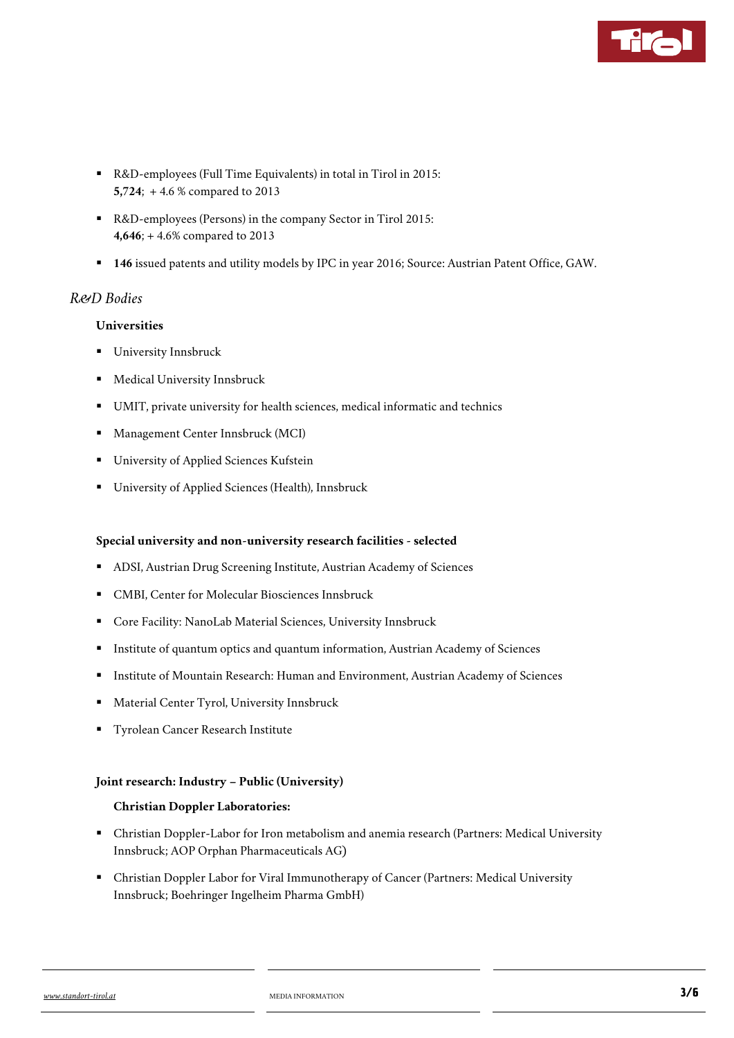- R&D-employees (Full Time Equivalents) in total in Tirol in 2015: **5,724**; + 4.6 % compared to 2013
- R&D-employees (Persons) in the company Sector in Tirol 2015: **4,646**; + 4.6% compared to 2013
- **146** issued patents and utility models by IPC in year 2016; Source: Austrian Patent Office, GAW.

## *R&D Bodies*

**Universities**

- University Innsbruck
- Medical University Innsbruck
- UMIT, private university for health sciences, medical informatic and technics
- Management Center Innsbruck (MCI)
- University of Applied Sciences Kufstein
- University of Applied Sciences (Health), Innsbruck

**Special university and non-university research facilities - selected**

- ADSI, Austrian Drug Screening Institute, Austrian Academy of Sciences
- CMBI, Center for Molecular Biosciences Innsbruck
- Core Facility: NanoLab Material Sciences, University Innsbruck
- Institute of quantum optics and quantum information, Austrian Academy of Sciences
- Institute of Mountain Research: Human and Environment, Austrian Academy of Sciences
- Material Center Tyrol, University Innsbruck
- Tyrolean Cancer Research Institute

**Joint research: Industry – Public (University)**

**Christian Doppler Laboratories:**

- Christian Doppler-Labor for Iron metabolism and anemia research (Partners: Medical University Innsbruck; AOP Orphan Pharmaceuticals AG)
- Christian Doppler Labor for Viral Immunotherapy of Cancer (Partners: Medical University Innsbruck; Boehringer Ingelheim Pharma GmbH)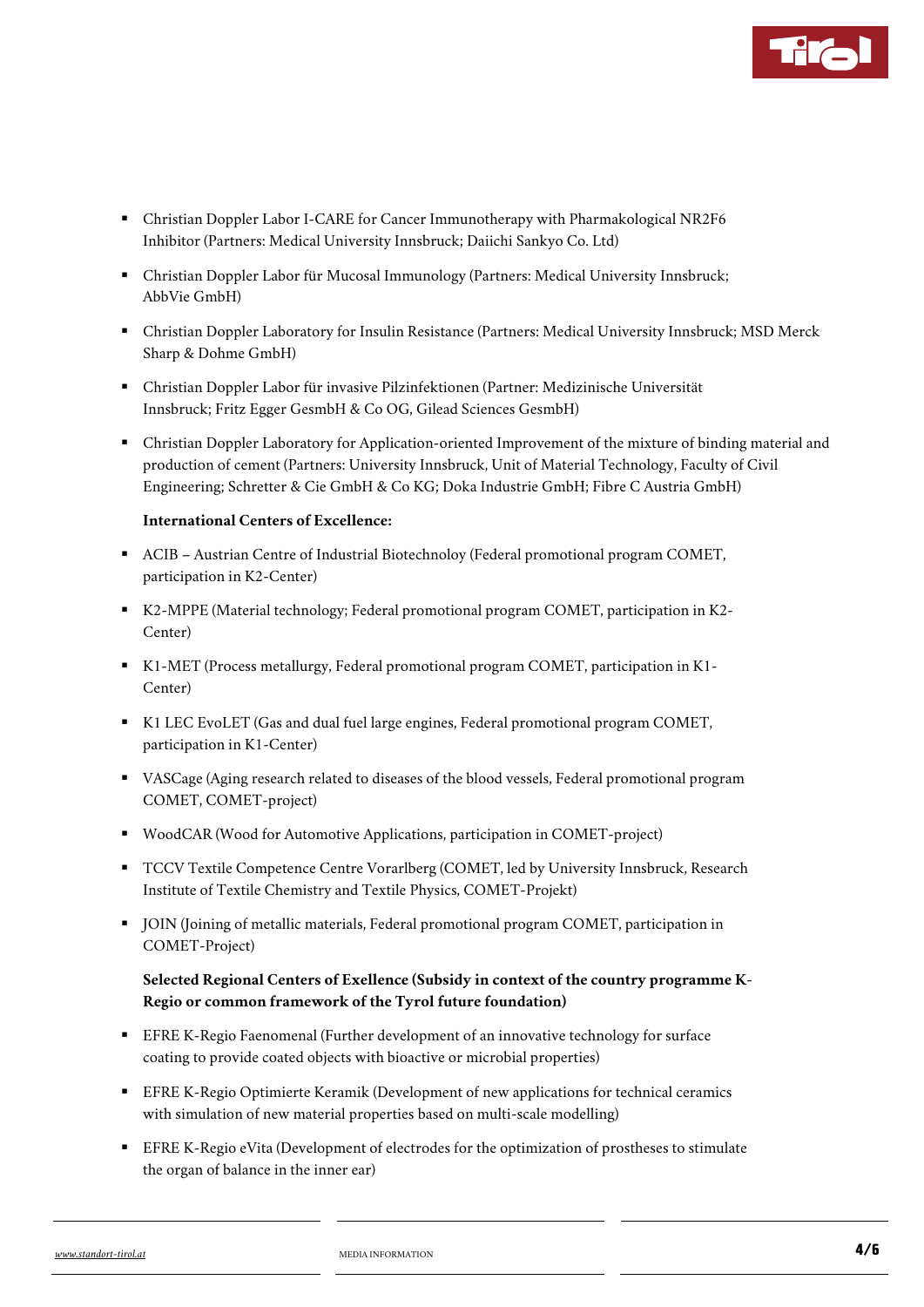- Christian Doppler Labor I-CARE for Cancer Immunotherapy with Pharmakological NR2F6 Inhibitor (Partners: Medical University Innsbruck; Daiichi Sankyo Co. Ltd)
- Christian Doppler Labor für Mucosal Immunology (Partners: Medical University Innsbruck; AbbVie GmbH)
- Christian Doppler Laboratory for Insulin Resistance (Partners: Medical University Innsbruck; MSD Merck Sharp & Dohme GmbH)
- Christian Doppler Labor für invasive Pilzinfektionen (Partner: Medizinische Universität Innsbruck; Fritz Egger GesmbH & Co OG, Gilead Sciences GesmbH)
- Christian Doppler Laboratory for Application-oriented Improvement of the mixture of binding material and production of cement (Partners: University Innsbruck, Unit of Material Technology, Faculty of Civil Engineering; Schretter & Cie GmbH & Co KG; Doka Industrie GmbH; Fibre C Austria GmbH)

**International Centers of Excellence:**

- ACIB – Austrian Centre of Industrial Biotechnoloy (Federal promotional program COMET, participation in K2-Center)
- K2-MPPE (Material technology; Federal promotional program COMET, participation in K2-Center)
- K1-MET (Process metallurgy, Federal promotional program COMET, participation in K1-Center)
- K1 LEC EvoLET (Gas and dual fuel large engines, Federal promotional program COMET, participation in K1-Center)
- VASCage (Aging research related to diseases of the blood vessels, Federal promotional program COMET, COMET-project)
- WoodCAR (Wood for Automotive Applications, participation in COMET-project)
- TCCV Textile Competence Centre Vorarlberg (COMET, led by University Innsbruck, Research Institute of Textile Chemistry and Textile Physics, COMET-Projekt)
- JOIN (Joining of metallic materials, Federal promotional program COMET, participation in COMET-Project)

**Selected Regional Centers of Exellence (Subsidy in context of the country programme K-Regio or common framework of the Tyrol future foundation)**

- EFRE K-Regio Faenomenal (Further development of an innovative technology for surface coating to provide coated objects with bioactive or microbial properties)
- EFRE K-Regio Optimierte Keramik (Development of new applications for technical ceramics with simulation of new material properties based on multi-scale modelling)
- EFRE K-Regio eVita (Development of electrodes for the optimization of prostheses to stimulate the organ of balance in the inner ear)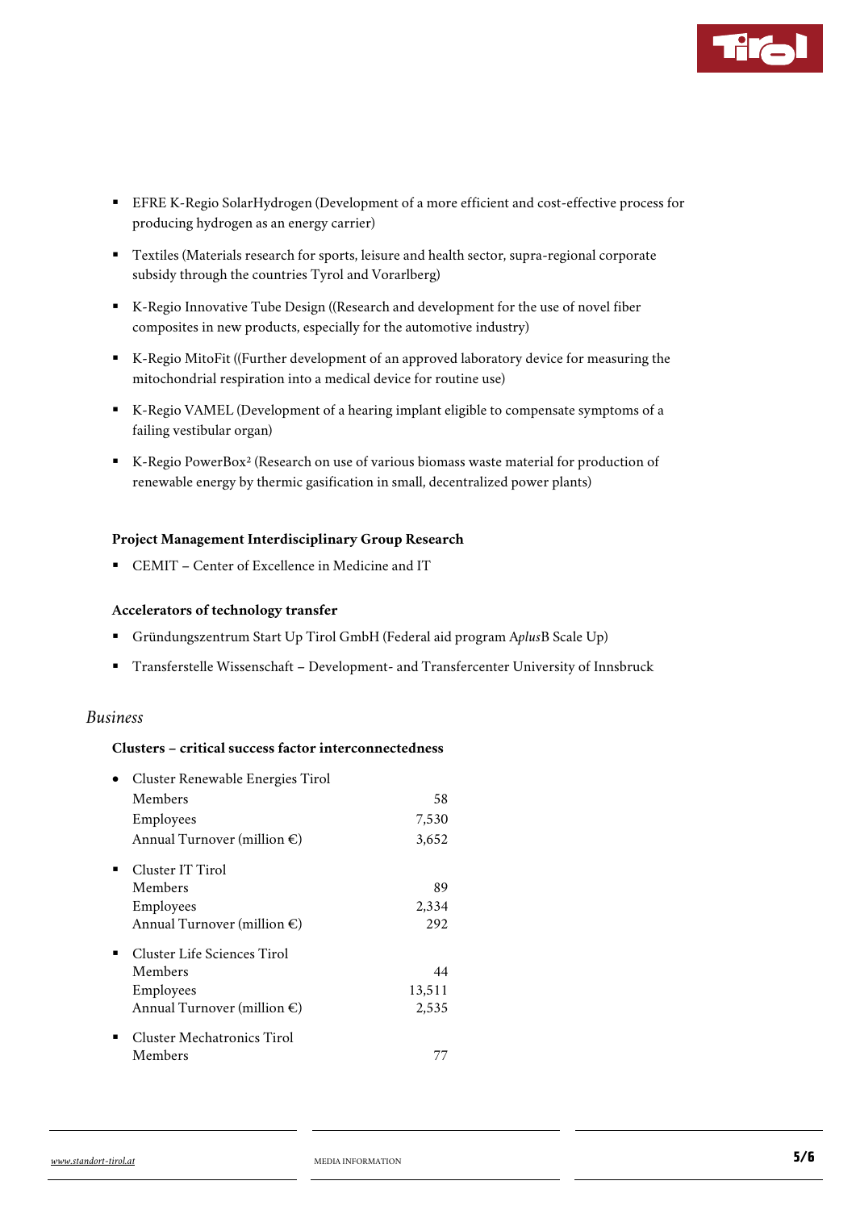- EFRE K-Regio SolarHydrogen (Development of a more efficient and cost-effective process for producing hydrogen as an energy carrier)
- Textiles (Materials research for sports, leisure and health sector, supra-regional corporate subsidy through the countries Tyrol and Vorarlberg)
- K-Regio Innovative Tube Design ((Research and development for the use of novel fiber composites in new products, especially for the automotive industry)
- K-Regio MitoFit ((Further development of an approved laboratory device for measuring the mitochondrial respiration into a medical device for routine use)
- K-Regio VAMEL (Development of a hearing implant eligible to compensate symptoms of a failing vestibular organ)
- K-Regio PowerBox² (Research on use of various biomass waste material for production of renewable energy by thermic gasification in small, decentralized power plants)

**Project Management Interdisciplinary Group Research**

- CEMIT – Center of Excellence in Medicine and IT

**Accelerators of technology transfer**

- Gründungszentrum Start Up Tirol GmbH (Federal aid program A*plus*B Scale Up)
- Transferstelle Wissenschaft – Development- and Transfercenter University of Innsbruck

*Business*

**Clusters – critical success factor interconnectedness**

- Cluster Renewable Energies Tirol

| | |
|---|---|
| Members | 58 |
| Employees | 7,530 |
| Annual Turnover (million €) | 3,652 |

- Cluster IT Tirol

| | |
|---|---|
| Members | 89 |
| Employees | 2,334 |
| Annual Turnover (million €) | 292 |

- Cluster Life Sciences Tirol

| | |
|---|---|
| Members | 44 |
| Employees | 13,511 |
| Annual Turnover (million €) | 2,535 |

- Cluster Mechatronics Tirol

| | |
|---|---|
| Members | 77 |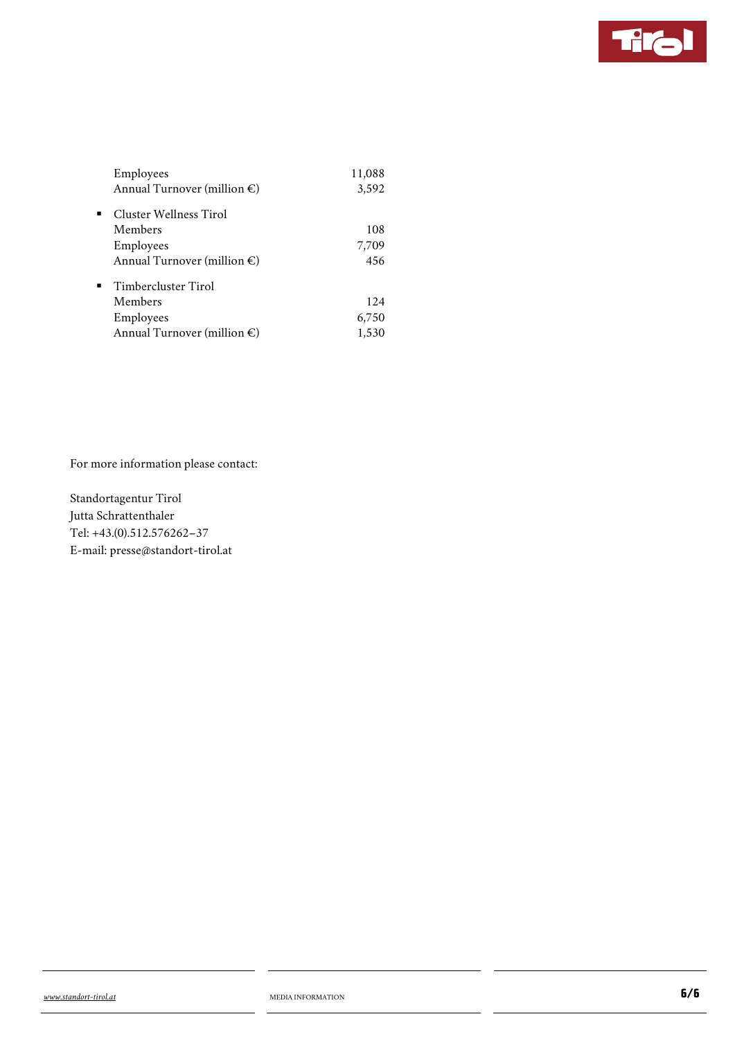| | |
|---|---|
| Employees | 11,088 |
| Annual Turnover (million €) | 3,592 |

- Cluster Wellness Tirol

| | |
|---|---|
| Members | 108 |
| Employees | 7,709 |
| Annual Turnover (million €) | 456 |

- Timbercluster Tirol

| | |
|---|---|
| Members | 124 |
| Employees | 6,750 |
| Annual Turnover (million €) | 1,530 |

For more information please contact:

Standortagentur Tirol
Jutta Schrattenthaler
Tel: +43.(0).512.576262–37
E-mail: presse@standort-tirol.at